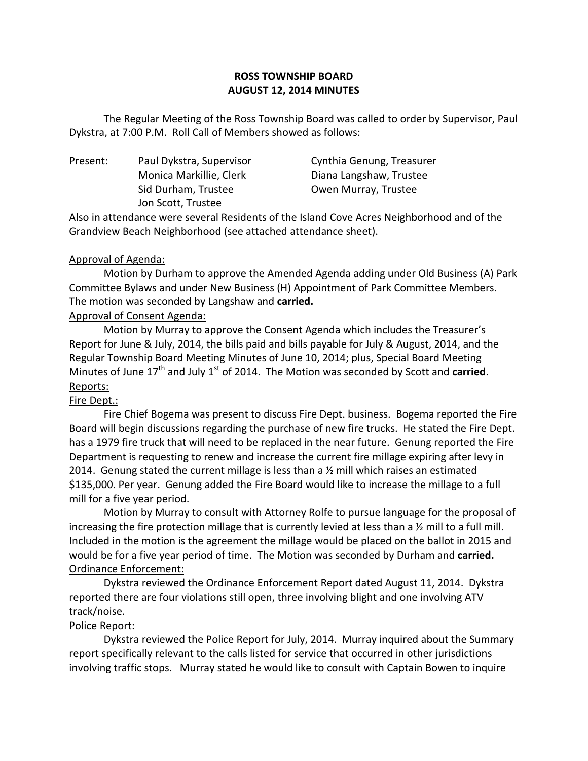# ROSS TOWNSHIP BOARD
# AUGUST 12, 2014 MINUTES

The Regular Meeting of the Ross Township Board was called to order by Supervisor, Paul Dykstra, at 7:00 P.M. Roll Call of Members showed as follows:

| | | |
|---|---|---|
| Present: | Paul Dykstra, Supervisor | Cynthia Genung, Treasurer |
| | Monica Markillie, Clerk | Diana Langshaw, Trustee |
| | Sid Durham, Trustee | Owen Murray, Trustee |
| | Jon Scott, Trustee | |

Also in attendance were several Residents of the Island Cove Acres Neighborhood and of the Grandview Beach Neighborhood (see attached attendance sheet).

Approval of Agenda:

Motion by Durham to approve the Amended Agenda adding under Old Business (A) Park Committee Bylaws and under New Business (H) Appointment of Park Committee Members. The motion was seconded by Langshaw and **carried.**

Approval of Consent Agenda:

Motion by Murray to approve the Consent Agenda which includes the Treasurer's Report for June & July, 2014, the bills paid and bills payable for July & August, 2014, and the Regular Township Board Meeting Minutes of June 10, 2014; plus, Special Board Meeting Minutes of June 17th and July 1st of 2014. The Motion was seconded by Scott and **carried**.

Reports:

Fire Dept.:

Fire Chief Bogema was present to discuss Fire Dept. business. Bogema reported the Fire Board will begin discussions regarding the purchase of new fire trucks. He stated the Fire Dept. has a 1979 fire truck that will need to be replaced in the near future. Genung reported the Fire Department is requesting to renew and increase the current fire millage expiring after levy in 2014. Genung stated the current millage is less than a ½ mill which raises an estimated $135,000. Per year. Genung added the Fire Board would like to increase the millage to a full mill for a five year period.

Motion by Murray to consult with Attorney Rolfe to pursue language for the proposal of increasing the fire protection millage that is currently levied at less than a ½ mill to a full mill. Included in the motion is the agreement the millage would be placed on the ballot in 2015 and would be for a five year period of time. The Motion was seconded by Durham and **carried.**

Ordinance Enforcement:

Dykstra reviewed the Ordinance Enforcement Report dated August 11, 2014. Dykstra reported there are four violations still open, three involving blight and one involving ATV track/noise.

Police Report:

Dykstra reviewed the Police Report for July, 2014. Murray inquired about the Summary report specifically relevant to the calls listed for service that occurred in other jurisdictions involving traffic stops. Murray stated he would like to consult with Captain Bowen to inquire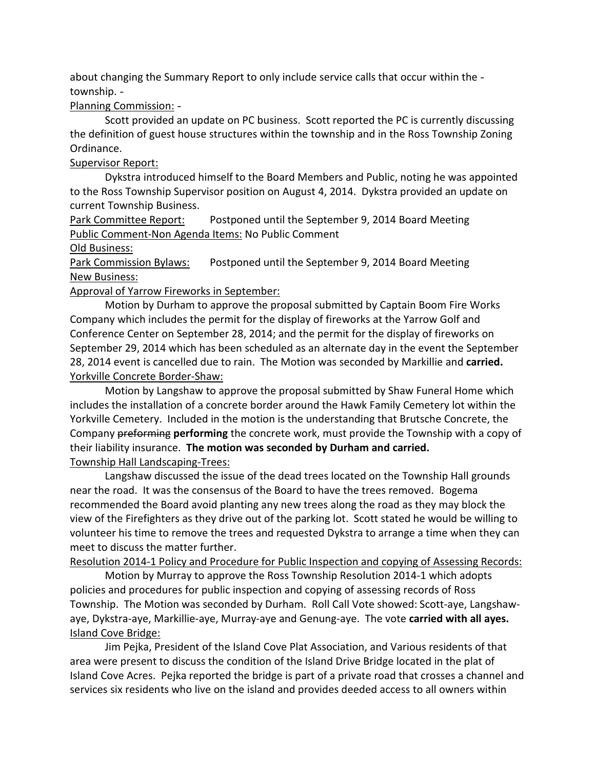about changing the Summary Report to only include service calls that occur within the - township. -

<u>Planning Commission:</u> -

Scott provided an update on PC business. Scott reported the PC is currently discussing the definition of guest house structures within the township and in the Ross Township Zoning Ordinance.

<u>Supervisor Report:</u>

Dykstra introduced himself to the Board Members and Public, noting he was appointed to the Ross Township Supervisor position on August 4, 2014. Dykstra provided an update on current Township Business.

<u>Park Committee Report:</u> Postponed until the September 9, 2014 Board Meeting

<u>Public Comment-Non Agenda Items:</u> No Public Comment

<u>Old Business:</u>

<u>Park Commission Bylaws:</u> Postponed until the September 9, 2014 Board Meeting

<u>New Business:</u>

<u>Approval of Yarrow Fireworks in September:</u>

Motion by Durham to approve the proposal submitted by Captain Boom Fire Works Company which includes the permit for the display of fireworks at the Yarrow Golf and Conference Center on September 28, 2014; and the permit for the display of fireworks on September 29, 2014 which has been scheduled as an alternate day in the event the September 28, 2014 event is cancelled due to rain. The Motion was seconded by Markillie and **carried.**

<u>Yorkville Concrete Border-Shaw:</u>

Motion by Langshaw to approve the proposal submitted by Shaw Funeral Home which includes the installation of a concrete border around the Hawk Family Cemetery lot within the Yorkville Cemetery. Included in the motion is the understanding that Brutsche Concrete, the Company ~~preforming~~ **performing** the concrete work, must provide the Township with a copy of their liability insurance. **The motion was seconded by Durham and carried.**

<u>Township Hall Landscaping-Trees:</u>

Langshaw discussed the issue of the dead trees located on the Township Hall grounds near the road. It was the consensus of the Board to have the trees removed. Bogema recommended the Board avoid planting any new trees along the road as they may block the view of the Firefighters as they drive out of the parking lot. Scott stated he would be willing to volunteer his time to remove the trees and requested Dykstra to arrange a time when they can meet to discuss the matter further.

<u>Resolution 2014-1 Policy and Procedure for Public Inspection and copying of Assessing Records:</u>

Motion by Murray to approve the Ross Township Resolution 2014-1 which adopts policies and procedures for public inspection and copying of assessing records of Ross Township. The Motion was seconded by Durham. Roll Call Vote showed: Scott-aye, Langshaw-aye, Dykstra-aye, Markillie-aye, Murray-aye and Genung-aye. The vote **carried with all ayes.**

<u>Island Cove Bridge:</u>

Jim Pejka, President of the Island Cove Plat Association, and Various residents of that area were present to discuss the condition of the Island Drive Bridge located in the plat of Island Cove Acres. Pejka reported the bridge is part of a private road that crosses a channel and services six residents who live on the island and provides deeded access to all owners within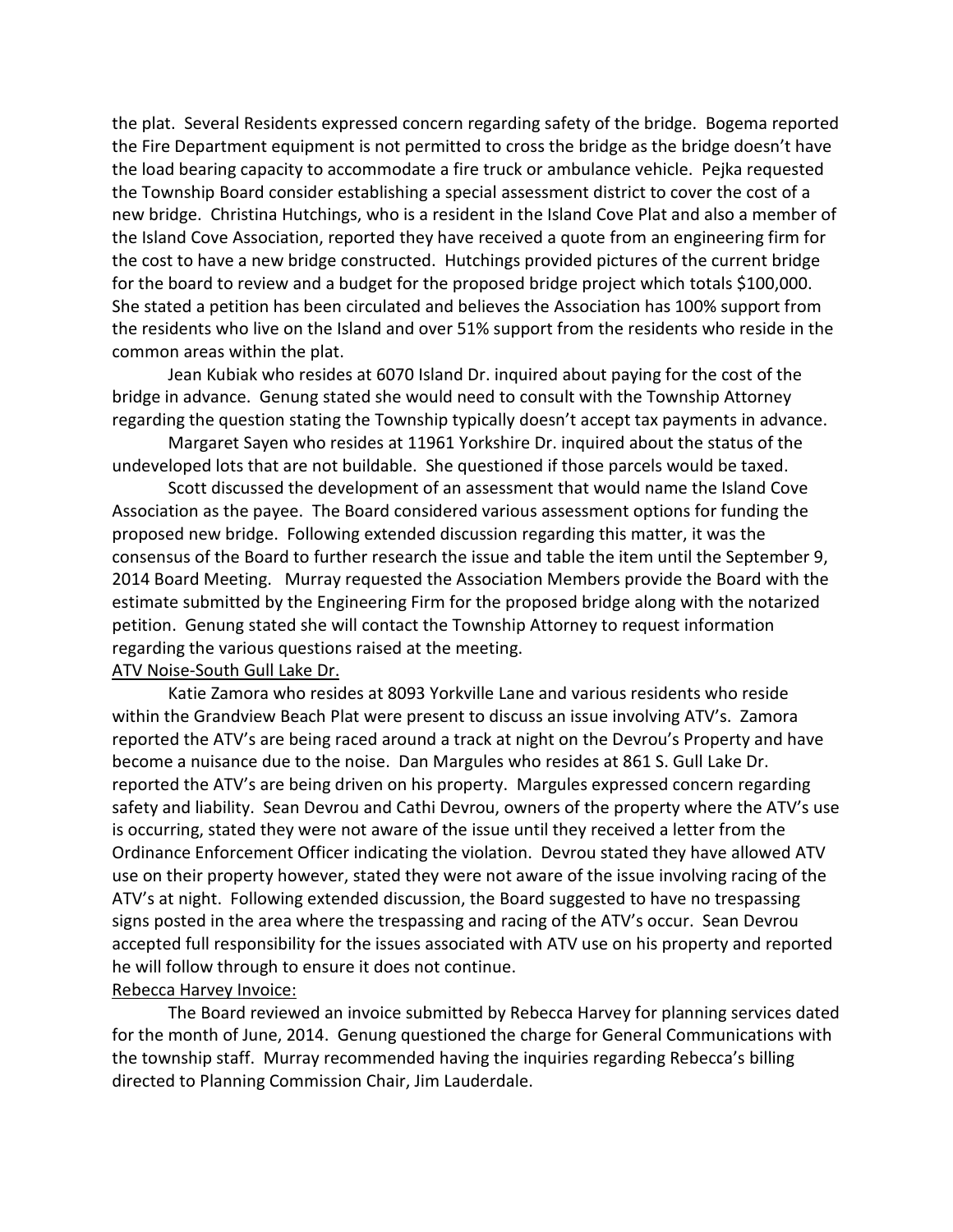the plat. Several Residents expressed concern regarding safety of the bridge. Bogema reported the Fire Department equipment is not permitted to cross the bridge as the bridge doesn't have the load bearing capacity to accommodate a fire truck or ambulance vehicle. Pejka requested the Township Board consider establishing a special assessment district to cover the cost of a new bridge. Christina Hutchings, who is a resident in the Island Cove Plat and also a member of the Island Cove Association, reported they have received a quote from an engineering firm for the cost to have a new bridge constructed. Hutchings provided pictures of the current bridge for the board to review and a budget for the proposed bridge project which totals $100,000. She stated a petition has been circulated and believes the Association has 100% support from the residents who live on the Island and over 51% support from the residents who reside in the common areas within the plat.

Jean Kubiak who resides at 6070 Island Dr. inquired about paying for the cost of the bridge in advance. Genung stated she would need to consult with the Township Attorney regarding the question stating the Township typically doesn't accept tax payments in advance.

Margaret Sayen who resides at 11961 Yorkshire Dr. inquired about the status of the undeveloped lots that are not buildable. She questioned if those parcels would be taxed.

Scott discussed the development of an assessment that would name the Island Cove Association as the payee. The Board considered various assessment options for funding the proposed new bridge. Following extended discussion regarding this matter, it was the consensus of the Board to further research the issue and table the item until the September 9, 2014 Board Meeting. Murray requested the Association Members provide the Board with the estimate submitted by the Engineering Firm for the proposed bridge along with the notarized petition. Genung stated she will contact the Township Attorney to request information regarding the various questions raised at the meeting.

<u>ATV Noise-South Gull Lake Dr.</u>

Katie Zamora who resides at 8093 Yorkville Lane and various residents who reside within the Grandview Beach Plat were present to discuss an issue involving ATV's. Zamora reported the ATV's are being raced around a track at night on the Devrou's Property and have become a nuisance due to the noise. Dan Margules who resides at 861 S. Gull Lake Dr. reported the ATV's are being driven on his property. Margules expressed concern regarding safety and liability. Sean Devrou and Cathi Devrou, owners of the property where the ATV's use is occurring, stated they were not aware of the issue until they received a letter from the Ordinance Enforcement Officer indicating the violation. Devrou stated they have allowed ATV use on their property however, stated they were not aware of the issue involving racing of the ATV's at night. Following extended discussion, the Board suggested to have no trespassing signs posted in the area where the trespassing and racing of the ATV's occur. Sean Devrou accepted full responsibility for the issues associated with ATV use on his property and reported he will follow through to ensure it does not continue.

<u>Rebecca Harvey Invoice:</u>

The Board reviewed an invoice submitted by Rebecca Harvey for planning services dated for the month of June, 2014. Genung questioned the charge for General Communications with the township staff. Murray recommended having the inquiries regarding Rebecca's billing directed to Planning Commission Chair, Jim Lauderdale.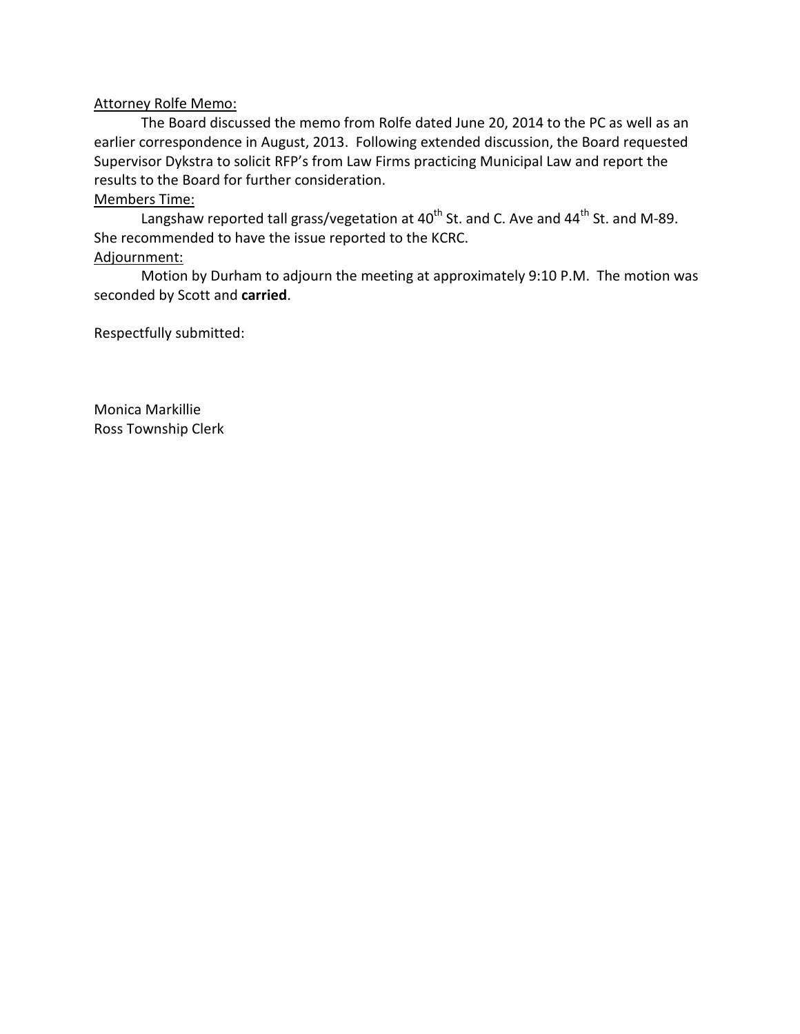Attorney Rolfe Memo:

The Board discussed the memo from Rolfe dated June 20, 2014 to the PC as well as an earlier correspondence in August, 2013. Following extended discussion, the Board requested Supervisor Dykstra to solicit RFP's from Law Firms practicing Municipal Law and report the results to the Board for further consideration.

Members Time:

Langshaw reported tall grass/vegetation at 40th St. and C. Ave and 44th St. and M-89. She recommended to have the issue reported to the KCRC.

Adjournment:

Motion by Durham to adjourn the meeting at approximately 9:10 P.M. The motion was seconded by Scott and **carried**.

Respectfully submitted:

Monica Markillie
Ross Township Clerk